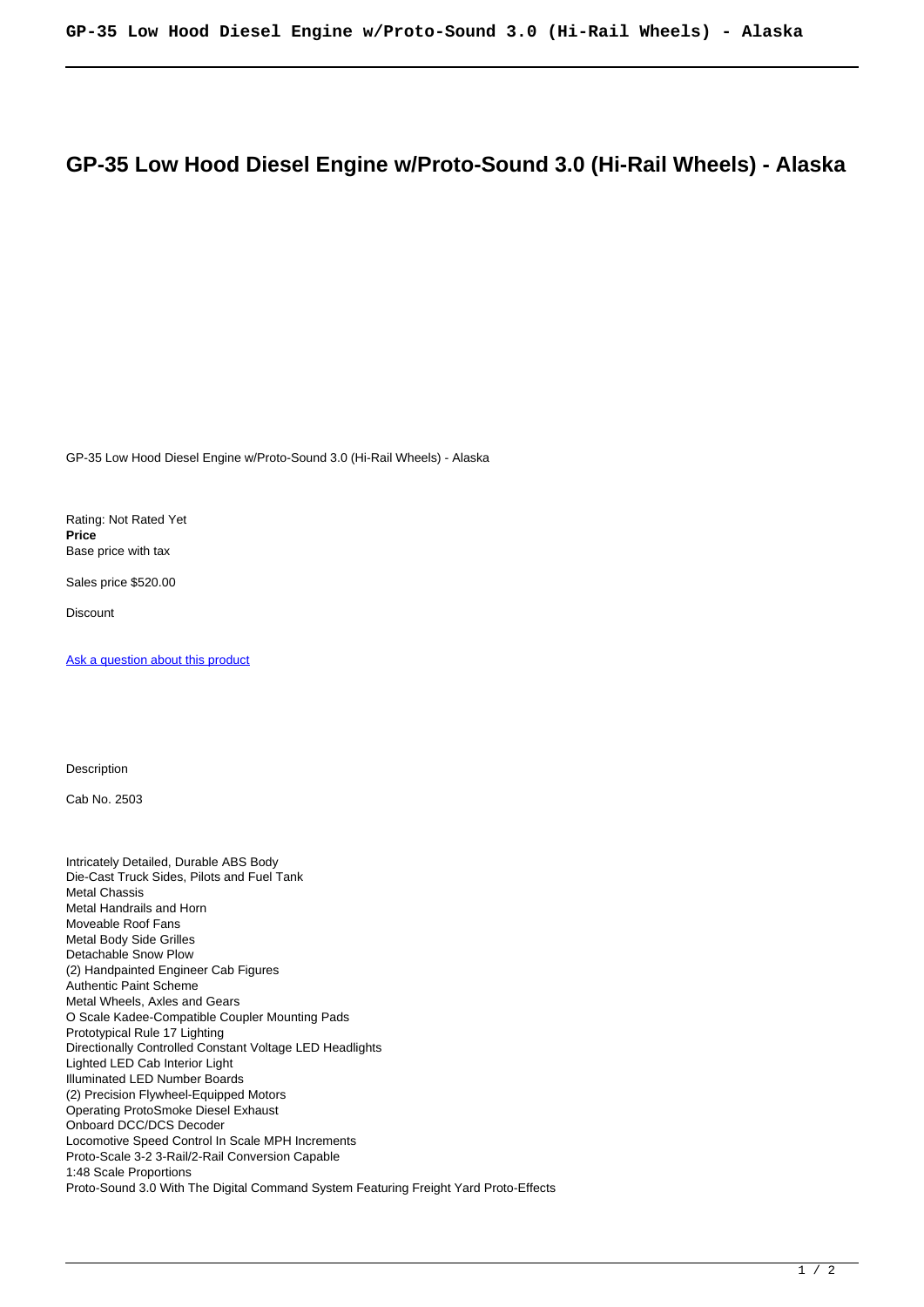# GP-35 Low Hood Diesel Engine w/Proto-Sound 3.0 (Hi-Rail Wheels) - Alaska

GP-35 Low Hood Diesel Engine w/Proto-Sound 3.0 (Hi-Rail Wheels) - Alaska

Rating: Not Rated Yet
**Price**
Base price with tax

Sales price $520.00

Discount

[Ask a question about this product]()

Description

Cab No. 2503

Intricately Detailed, Durable ABS Body
Die-Cast Truck Sides, Pilots and Fuel Tank
Metal Chassis
Metal Handrails and Horn
Moveable Roof Fans
Metal Body Side Grilles
Detachable Snow Plow
(2) Handpainted Engineer Cab Figures
Authentic Paint Scheme
Metal Wheels, Axles and Gears
O Scale Kadee-Compatible Coupler Mounting Pads
Prototypical Rule 17 Lighting
Directionally Controlled Constant Voltage LED Headlights
Lighted LED Cab Interior Light
Illuminated LED Number Boards
(2) Precision Flywheel-Equipped Motors
Operating ProtoSmoke Diesel Exhaust
Onboard DCC/DCS Decoder
Locomotive Speed Control In Scale MPH Increments
Proto-Scale 3-2 3-Rail/2-Rail Conversion Capable
1:48 Scale Proportions
Proto-Sound 3.0 With The Digital Command System Featuring Freight Yard Proto-Effects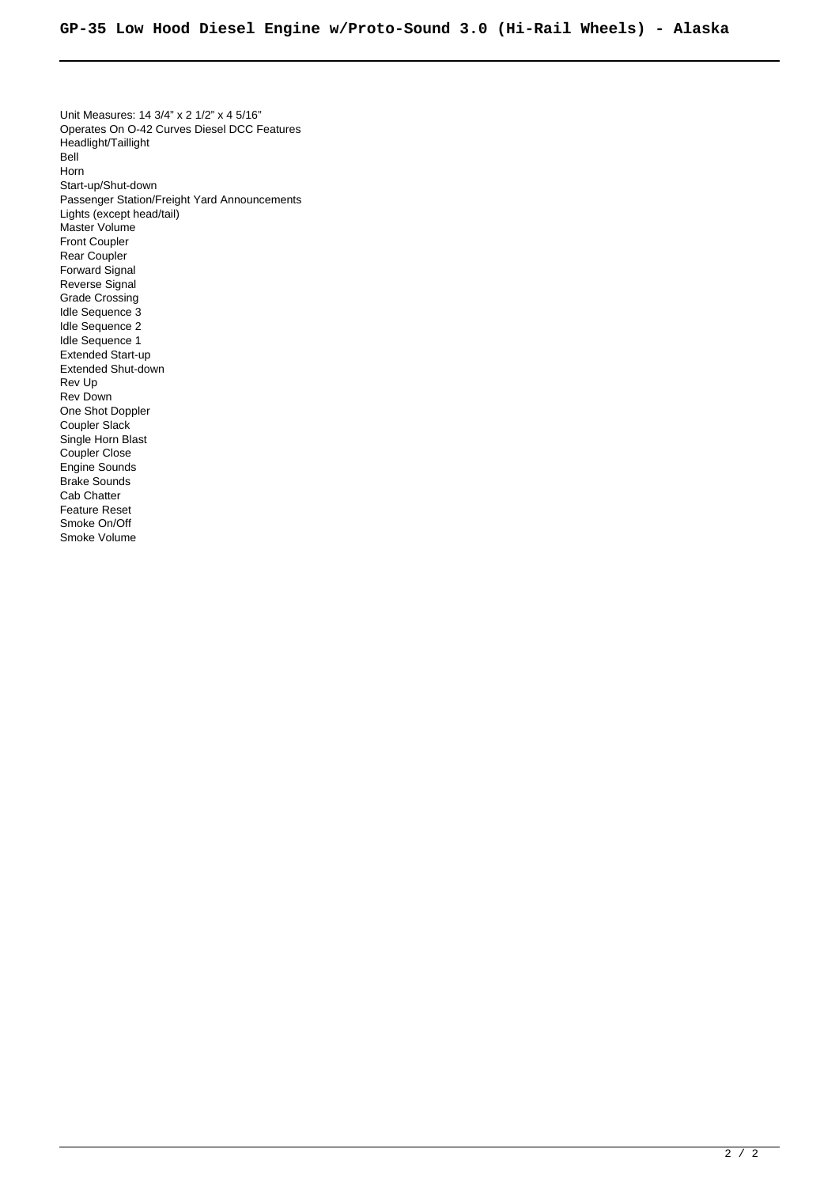Unit Measures: 14 3/4" x 2 1/2" x 4 5/16"
Operates On O-42 Curves Diesel DCC Features
Headlight/Taillight
Bell
Horn
Start-up/Shut-down
Passenger Station/Freight Yard Announcements
Lights (except head/tail)
Master Volume
Front Coupler
Rear Coupler
Forward Signal
Reverse Signal
Grade Crossing
Idle Sequence 3
Idle Sequence 2
Idle Sequence 1
Extended Start-up
Extended Shut-down
Rev Up
Rev Down
One Shot Doppler
Coupler Slack
Single Horn Blast
Coupler Close
Engine Sounds
Brake Sounds
Cab Chatter
Feature Reset
Smoke On/Off
Smoke Volume